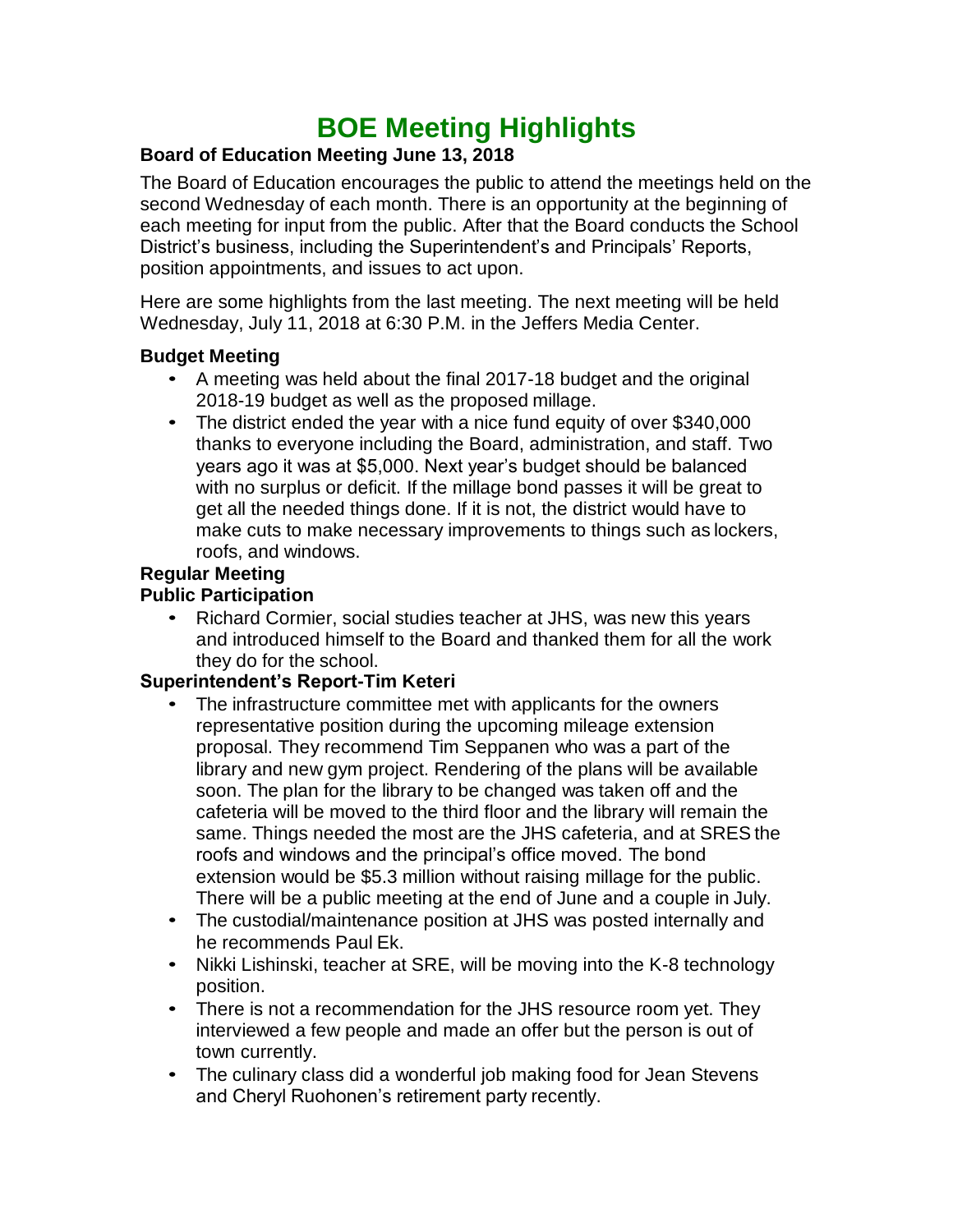# BOE Meeting Highlights

**Board of Education Meeting June 13, 2018**

The Board of Education encourages the public to attend the meetings held on the second Wednesday of each month. There is an opportunity at the beginning of each meeting for input from the public. After that the Board conducts the School District's business, including the Superintendent's and Principals' Reports, position appointments, and issues to act upon.

Here are some highlights from the last meeting. The next meeting will be held Wednesday, July 11, 2018 at 6:30 P.M. in the Jeffers Media Center.

**Budget Meeting**

- A meeting was held about the final 2017-18 budget and the original 2018-19 budget as well as the proposed millage.
- The district ended the year with a nice fund equity of over $340,000 thanks to everyone including the Board, administration, and staff. Two years ago it was at $5,000. Next year's budget should be balanced with no surplus or deficit. If the millage bond passes it will be great to get all the needed things done. If it is not, the district would have to make cuts to make necessary improvements to things such as lockers, roofs, and windows.

**Regular Meeting**

**Public Participation**

- Richard Cormier, social studies teacher at JHS, was new this years and introduced himself to the Board and thanked them for all the work they do for the school.

**Superintendent's Report-Tim Keteri**

- The infrastructure committee met with applicants for the owners representative position during the upcoming mileage extension proposal. They recommend Tim Seppanen who was a part of the library and new gym project. Rendering of the plans will be available soon. The plan for the library to be changed was taken off and the cafeteria will be moved to the third floor and the library will remain the same. Things needed the most are the JHS cafeteria, and at SRES the roofs and windows and the principal's office moved. The bond extension would be $5.3 million without raising millage for the public. There will be a public meeting at the end of June and a couple in July.
- The custodial/maintenance position at JHS was posted internally and he recommends Paul Ek.
- Nikki Lishinski, teacher at SRE, will be moving into the K-8 technology position.
- There is not a recommendation for the JHS resource room yet. They interviewed a few people and made an offer but the person is out of town currently.
- The culinary class did a wonderful job making food for Jean Stevens and Cheryl Ruohonen's retirement party recently.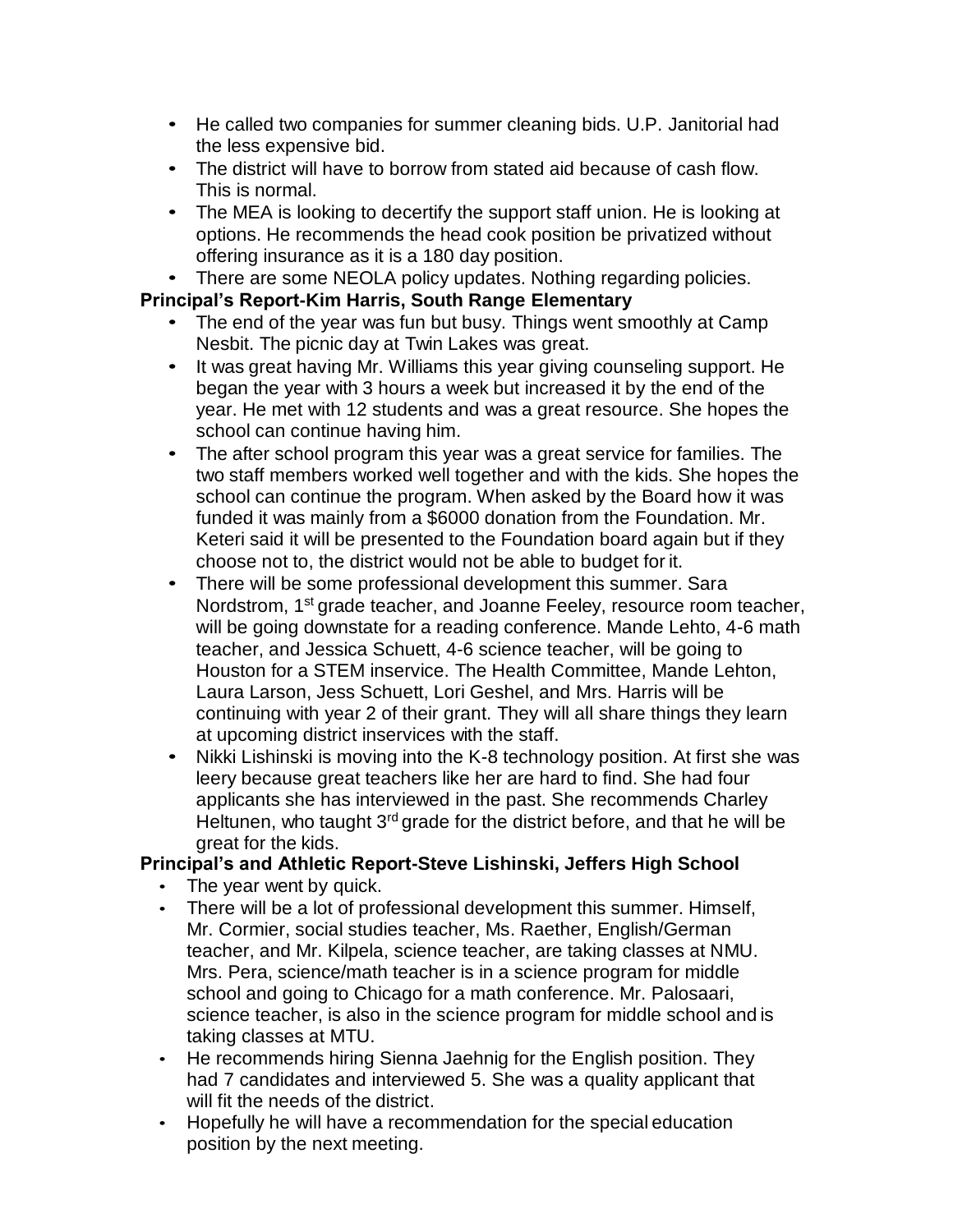- He called two companies for summer cleaning bids. U.P. Janitorial had the less expensive bid.
- The district will have to borrow from stated aid because of cash flow. This is normal.
- The MEA is looking to decertify the support staff union. He is looking at options. He recommends the head cook position be privatized without offering insurance as it is a 180 day position.
- There are some NEOLA policy updates. Nothing regarding policies.

**Principal's Report-Kim Harris, South Range Elementary**

- The end of the year was fun but busy. Things went smoothly at Camp Nesbit. The picnic day at Twin Lakes was great.
- It was great having Mr. Williams this year giving counseling support. He began the year with 3 hours a week but increased it by the end of the year. He met with 12 students and was a great resource. She hopes the school can continue having him.
- The after school program this year was a great service for families. The two staff members worked well together and with the kids. She hopes the school can continue the program. When asked by the Board how it was funded it was mainly from a $6000 donation from the Foundation. Mr. Keteri said it will be presented to the Foundation board again but if they choose not to, the district would not be able to budget for it.
- There will be some professional development this summer. Sara Nordstrom, 1st grade teacher, and Joanne Feeley, resource room teacher, will be going downstate for a reading conference. Mande Lehto, 4-6 math teacher, and Jessica Schuett, 4-6 science teacher, will be going to Houston for a STEM inservice. The Health Committee, Mande Lehton, Laura Larson, Jess Schuett, Lori Geshel, and Mrs. Harris will be continuing with year 2 of their grant. They will all share things they learn at upcoming district inservices with the staff.
- Nikki Lishinski is moving into the K-8 technology position. At first she was leery because great teachers like her are hard to find. She had four applicants she has interviewed in the past. She recommends Charley Heltunen, who taught 3rd grade for the district before, and that he will be great for the kids.

**Principal's and Athletic Report-Steve Lishinski, Jeffers High School**

- The year went by quick.
- There will be a lot of professional development this summer. Himself, Mr. Cormier, social studies teacher, Ms. Raether, English/German teacher, and Mr. Kilpela, science teacher, are taking classes at NMU. Mrs. Pera, science/math teacher is in a science program for middle school and going to Chicago for a math conference. Mr. Palosaari, science teacher, is also in the science program for middle school and is taking classes at MTU.
- He recommends hiring Sienna Jaehnig for the English position. They had 7 candidates and interviewed 5. She was a quality applicant that will fit the needs of the district.
- Hopefully he will have a recommendation for the special education position by the next meeting.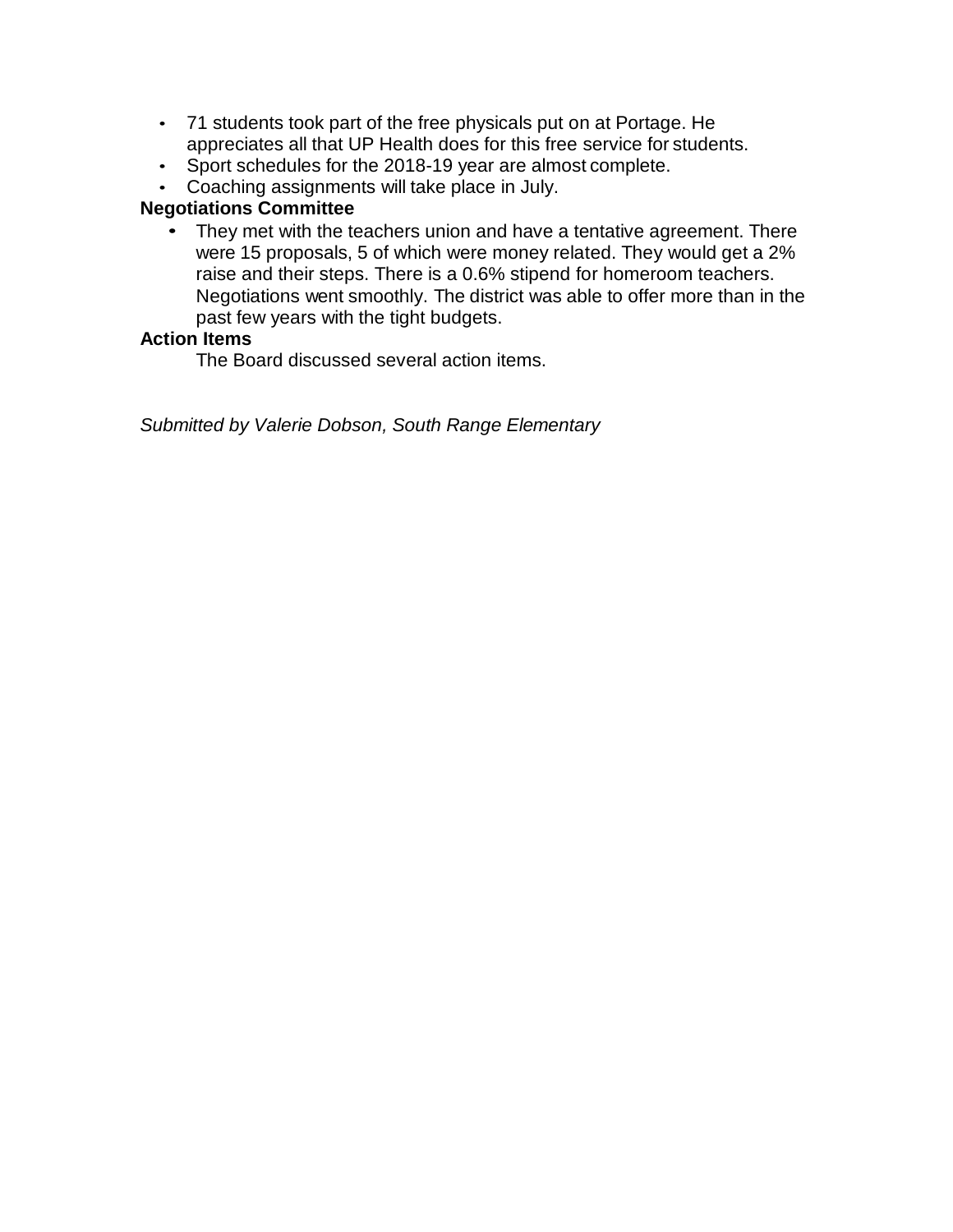- 71 students took part of the free physicals put on at Portage. He appreciates all that UP Health does for this free service for students.
- Sport schedules for the 2018-19 year are almost complete.
- Coaching assignments will take place in July.

**Negotiations Committee**

- They met with the teachers union and have a tentative agreement. There were 15 proposals, 5 of which were money related. They would get a 2% raise and their steps. There is a 0.6% stipend for homeroom teachers. Negotiations went smoothly. The district was able to offer more than in the past few years with the tight budgets.

**Action Items**

The Board discussed several action items.

*Submitted by Valerie Dobson, South Range Elementary*